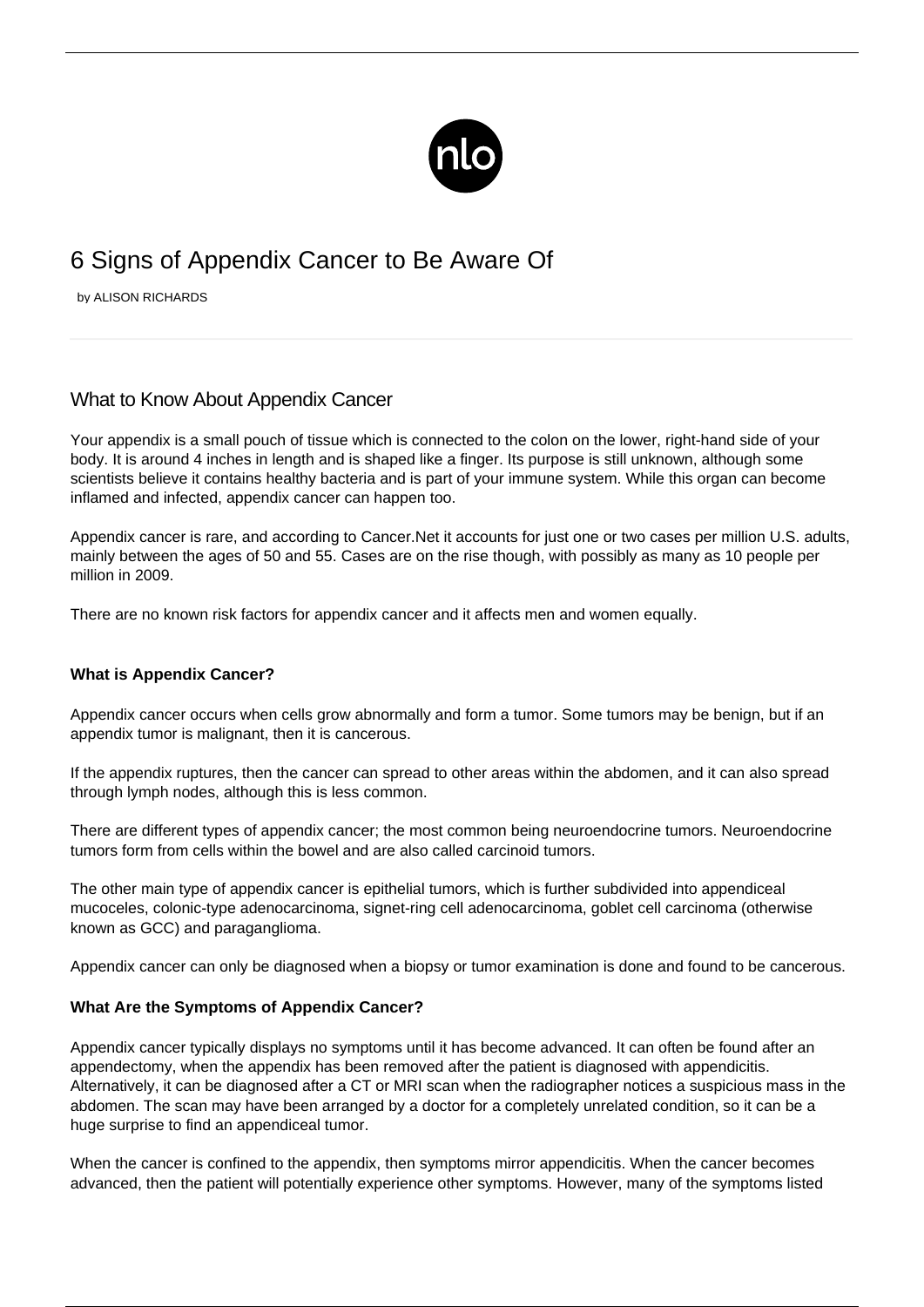# 6 Signs of Appendix Cancer to Be Aware Of

by ALISON RICHARDS

## What to Know About Appendix Cancer

Your appendix is a small pouch of tissue which is connected to the colon on the lower, right-hand side of your body. It is around 4 inches in length and is shaped like a finger. Its purpose is still unknown, although some scientists believe it contains healthy bacteria and is part of your immune system. While this organ can become inflamed and infected, appendix cancer can happen too.

Appendix cancer is rare, and according to Cancer.Net it accounts for just one or two cases per million U.S. adults, mainly between the ages of 50 and 55. Cases are on the rise though, with possibly as many as 10 people per million in 2009.

There are no known risk factors for appendix cancer and it affects men and women equally.

### What is Appendix Cancer?

Appendix cancer occurs when cells grow abnormally and form a tumor. Some tumors may be benign, but if an appendix tumor is malignant, then it is cancerous.

If the appendix ruptures, then the cancer can spread to other areas within the abdomen, and it can also spread through lymph nodes, although this is less common.

There are different types of appendix cancer; the most common being neuroendocrine tumors. Neuroendocrine tumors form from cells within the bowel and are also called carcinoid tumors.

The other main type of appendix cancer is epithelial tumors, which is further subdivided into appendiceal mucoceles, colonic-type adenocarcinoma, signet-ring cell adenocarcinoma, goblet cell carcinoma (otherwise known as GCC) and paraganglioma.

Appendix cancer can only be diagnosed when a biopsy or tumor examination is done and found to be cancerous.

### What Are the Symptoms of Appendix Cancer?

Appendix cancer typically displays no symptoms until it has become advanced. It can often be found after an appendectomy, when the appendix has been removed after the patient is diagnosed with appendicitis. Alternatively, it can be diagnosed after a CT or MRI scan when the radiographer notices a suspicious mass in the abdomen. The scan may have been arranged by a doctor for a completely unrelated condition, so it can be a huge surprise to find an appendiceal tumor.

When the cancer is confined to the appendix, then symptoms mirror appendicitis. When the cancer becomes advanced, then the patient will potentially experience other symptoms. However, many of the symptoms listed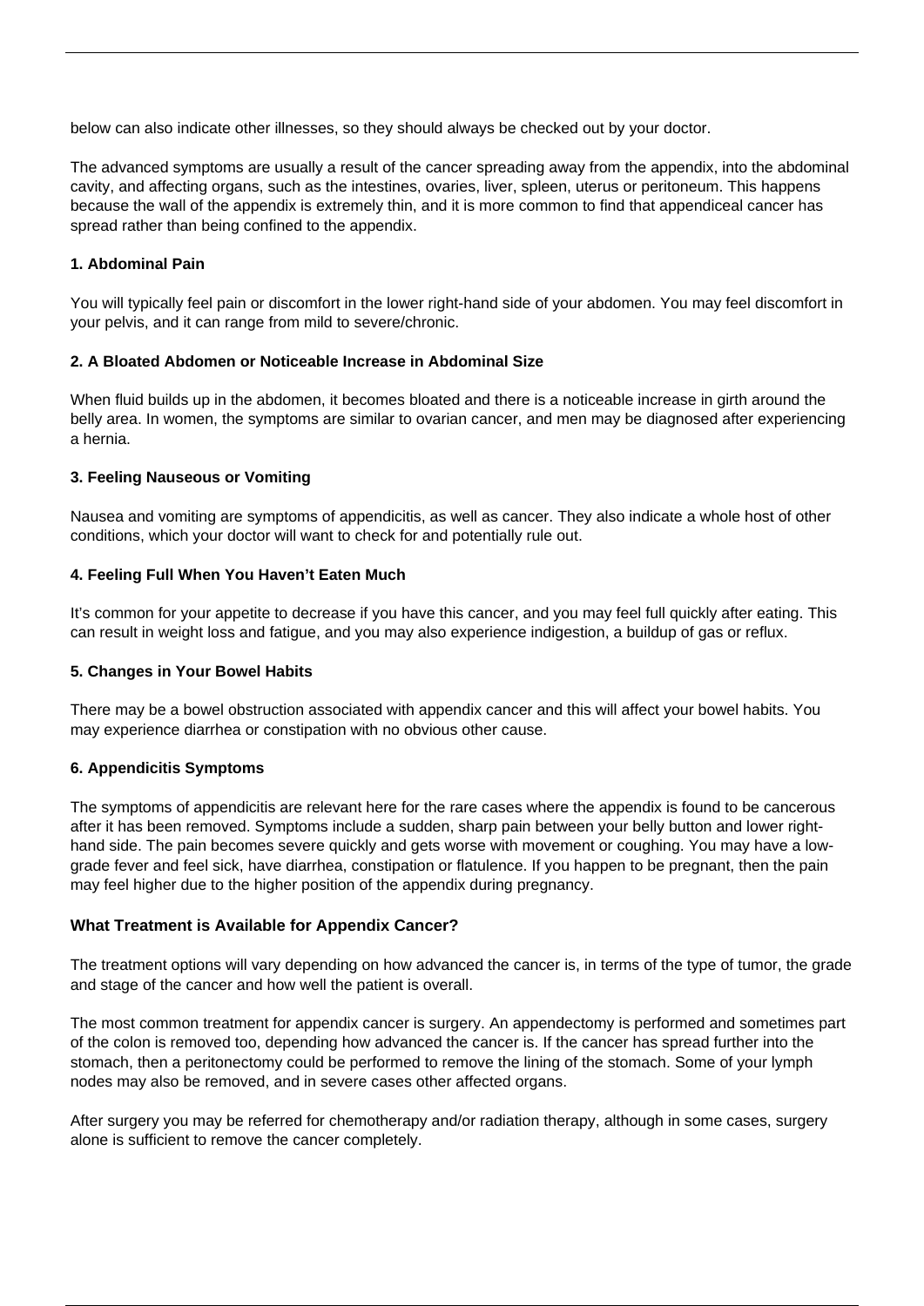below can also indicate other illnesses, so they should always be checked out by your doctor.

The advanced symptoms are usually a result of the cancer spreading away from the appendix, into the abdominal cavity, and affecting organs, such as the intestines, ovaries, liver, spleen, uterus or peritoneum. This happens because the wall of the appendix is extremely thin, and it is more common to find that appendiceal cancer has spread rather than being confined to the appendix.

#### 1. Abdominal Pain

You will typically feel pain or discomfort in the lower right-hand side of your abdomen. You may feel discomfort in your pelvis, and it can range from mild to severe/chronic.

#### 2. A Bloated Abdomen or Noticeable Increase in Abdominal Size

When fluid builds up in the abdomen, it becomes bloated and there is a noticeable increase in girth around the belly area. In women, the symptoms are similar to ovarian cancer, and men may be diagnosed after experiencing a hernia.

#### 3. Feeling Nauseous or Vomiting

Nausea and vomiting are symptoms of appendicitis, as well as cancer. They also indicate a whole host of other conditions, which your doctor will want to check for and potentially rule out.

#### 4. Feeling Full When You Haven't Eaten Much

It's common for your appetite to decrease if you have this cancer, and you may feel full quickly after eating. This can result in weight loss and fatigue, and you may also experience indigestion, a buildup of gas or reflux.

#### 5. Changes in Your Bowel Habits

There may be a bowel obstruction associated with appendix cancer and this will affect your bowel habits. You may experience diarrhea or constipation with no obvious other cause.

#### 6. Appendicitis Symptoms

The symptoms of appendicitis are relevant here for the rare cases where the appendix is found to be cancerous after it has been removed. Symptoms include a sudden, sharp pain between your belly button and lower right-hand side. The pain becomes severe quickly and gets worse with movement or coughing. You may have a low-grade fever and feel sick, have diarrhea, constipation or flatulence. If you happen to be pregnant, then the pain may feel higher due to the higher position of the appendix during pregnancy.

### What Treatment is Available for Appendix Cancer?

The treatment options will vary depending on how advanced the cancer is, in terms of the type of tumor, the grade and stage of the cancer and how well the patient is overall.

The most common treatment for appendix cancer is surgery. An appendectomy is performed and sometimes part of the colon is removed too, depending how advanced the cancer is. If the cancer has spread further into the stomach, then a peritonectomy could be performed to remove the lining of the stomach. Some of your lymph nodes may also be removed, and in severe cases other affected organs.

After surgery you may be referred for chemotherapy and/or radiation therapy, although in some cases, surgery alone is sufficient to remove the cancer completely.